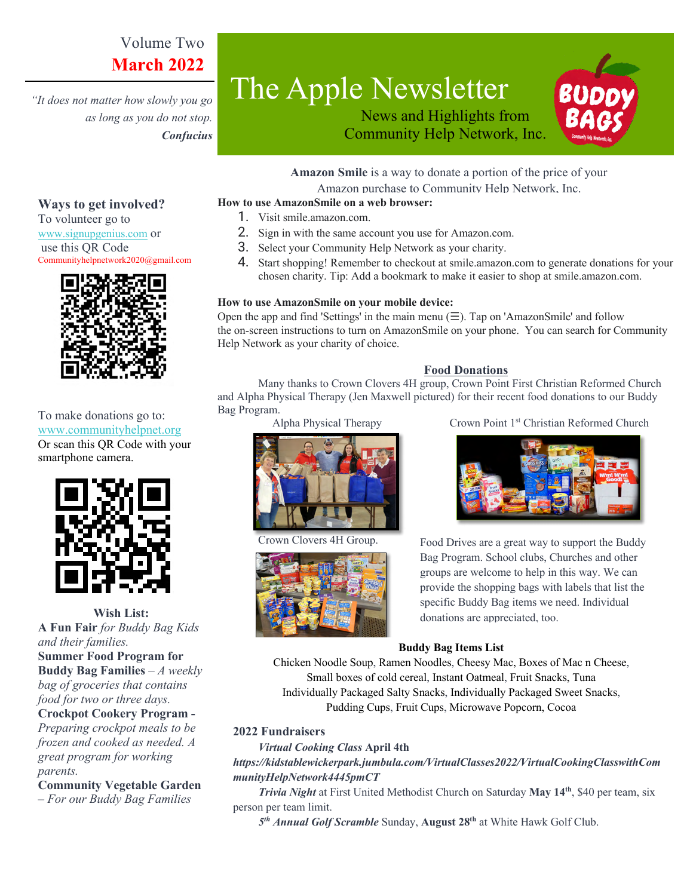Volume Two

**March 2022**

*"It does not matter how slowly you go as long as you do not stop.*
***Confucius***

# The Apple Newsletter

News and Highlights from Community Help Network, Inc.

**Amazon Smile** is a way to donate a portion of the price of your Amazon purchase to Community Help Network, Inc.

**How to use AmazonSmile on a web browser:**

1. Visit smile.amazon.com.
2. Sign in with the same account you use for Amazon.com.
3. Select your Community Help Network as your charity.
4. Start shopping! Remember to checkout at smile.amazon.com to generate donations for your chosen charity. Tip: Add a bookmark to make it easier to shop at smile.amazon.com.

**How to use AmazonSmile on your mobile device:**

Open the app and find 'Settings' in the main menu (☰). Tap on 'AmazonSmile' and follow the on-screen instructions to turn on AmazonSmile on your phone. You can search for Community Help Network as your charity of choice.

## Food Donations

Many thanks to Crown Clovers 4H group, Crown Point First Christian Reformed Church and Alpha Physical Therapy (Jen Maxwell pictured) for their recent food donations to our Buddy Bag Program.

Alpha Physical Therapy

Crown Point 1st Christian Reformed Church

Crown Clovers 4H Group.

Food Drives are a great way to support the Buddy Bag Program. School clubs, Churches and other groups are welcome to help in this way. We can provide the shopping bags with labels that list the specific Buddy Bag items we need. Individual donations are appreciated, too.

**Buddy Bag Items List**

Chicken Noodle Soup, Ramen Noodles, Cheesy Mac, Boxes of Mac n Cheese, Small boxes of cold cereal, Instant Oatmeal, Fruit Snacks, Tuna Individually Packaged Salty Snacks, Individually Packaged Sweet Snacks, Pudding Cups, Fruit Cups, Microwave Popcorn, Cocoa

## 2022 Fundraisers

***Virtual Cooking Class* April 4th**
***https://kidstablewickerpark.jumbula.com/VirtualClasses2022/VirtualCookingClasswithCommunityHelpNetwork4445pmCT***

***Trivia Night*** at First United Methodist Church on Saturday **May 14th**, $40 per team, six person per team limit.

***5th Annual Golf Scramble*** Sunday, **August 28th** at White Hawk Golf Club.

## Ways to get involved?

To volunteer go to www.signupgenius.com or use this QR Code
Communityhelpnetwork2020@gmail.com

To make donations go to: www.communityhelpnet.org
Or scan this QR Code with your smartphone camera.

## Wish List:

**A Fun Fair** *for Buddy Bag Kids and their families.*

**Summer Food Program for Buddy Bag Families** – *A weekly bag of groceries that contains food for two or three days.*

**Crockpot Cookery Program** - *Preparing crockpot meals to be frozen and cooked as needed. A great program for working parents.*

**Community Vegetable Garden** – *For our Buddy Bag Families*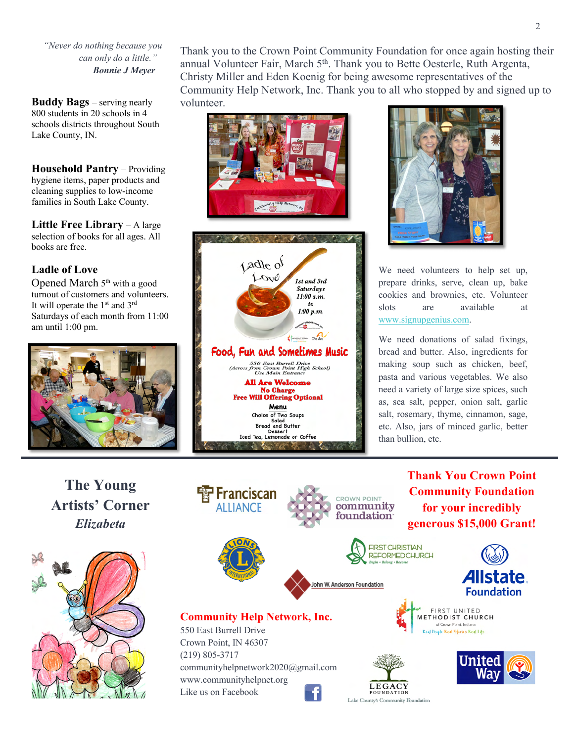*"Never do nothing because you can only do a little."*
***Bonnie J Meyer***

**Buddy Bags** – serving nearly 800 students in 20 schools in 4 schools districts throughout South Lake County, IN.

**Household Pantry** – Providing hygiene items, paper products and cleaning supplies to low-income families in South Lake County.

**Little Free Library** – A large selection of books for all ages. All books are free.

**Ladle of Love**
Opened March 5th with a good turnout of customers and volunteers. It will operate the 1st and 3rd Saturdays of each month from 11:00 am until 1:00 pm.

Thank you to the Crown Point Community Foundation for once again hosting their annual Volunteer Fair, March 5th. Thank you to Bette Oesterle, Ruth Argenta, Christy Miller and Eden Koenig for being awesome representatives of the Community Help Network, Inc. Thank you to all who stopped by and signed up to volunteer.

Ladle of Love

1st and 3rd Saturdays 11:00 a.m. to 1:00 p.m.

**Food, Fun and Sometimes Music**

550 East Burrell Drive
(Across from Crown Point High School)
Use Main Entrance

**All Are Welcome**
**No Charge**
**Free Will Offering Optional**

**Menu**
Choice of Two Soups
Salad
Bread and Butter
Dessert
Iced Tea, Lemonade or Coffee

We need volunteers to help set up, prepare drinks, serve, clean up, bake cookies and brownies, etc. Volunteer slots are available at www.signupgenius.com.

We need donations of salad fixings, bread and butter. Also, ingredients for making soup such as chicken, beef, pasta and various vegetables. We also need a variety of large size spices, such as, sea salt, pepper, onion salt, garlic salt, rosemary, thyme, cinnamon, sage, etc. Also, jars of minced garlic, better than bullion, etc.

---

## The Young Artists' Corner
### *Elizabeta*

**Thank You Crown Point Community Foundation for your incredibly generous $15,000 Grant!**

Franciscan Alliance
Crown Point Community Foundation
Lions International
First Christian Reformed Church
John W. Anderson Foundation
Allstate Foundation
First United Methodist Church of Crown Point, Indiana
Legacy Foundation – Lake County's Community Foundation
United Way

**Community Help Network, Inc.**
550 East Burrell Drive
Crown Point, IN 46307
(219) 805-3717
communityhelpnetwork2020@gmail.com
www.communityhelpnet.org
Like us on Facebook